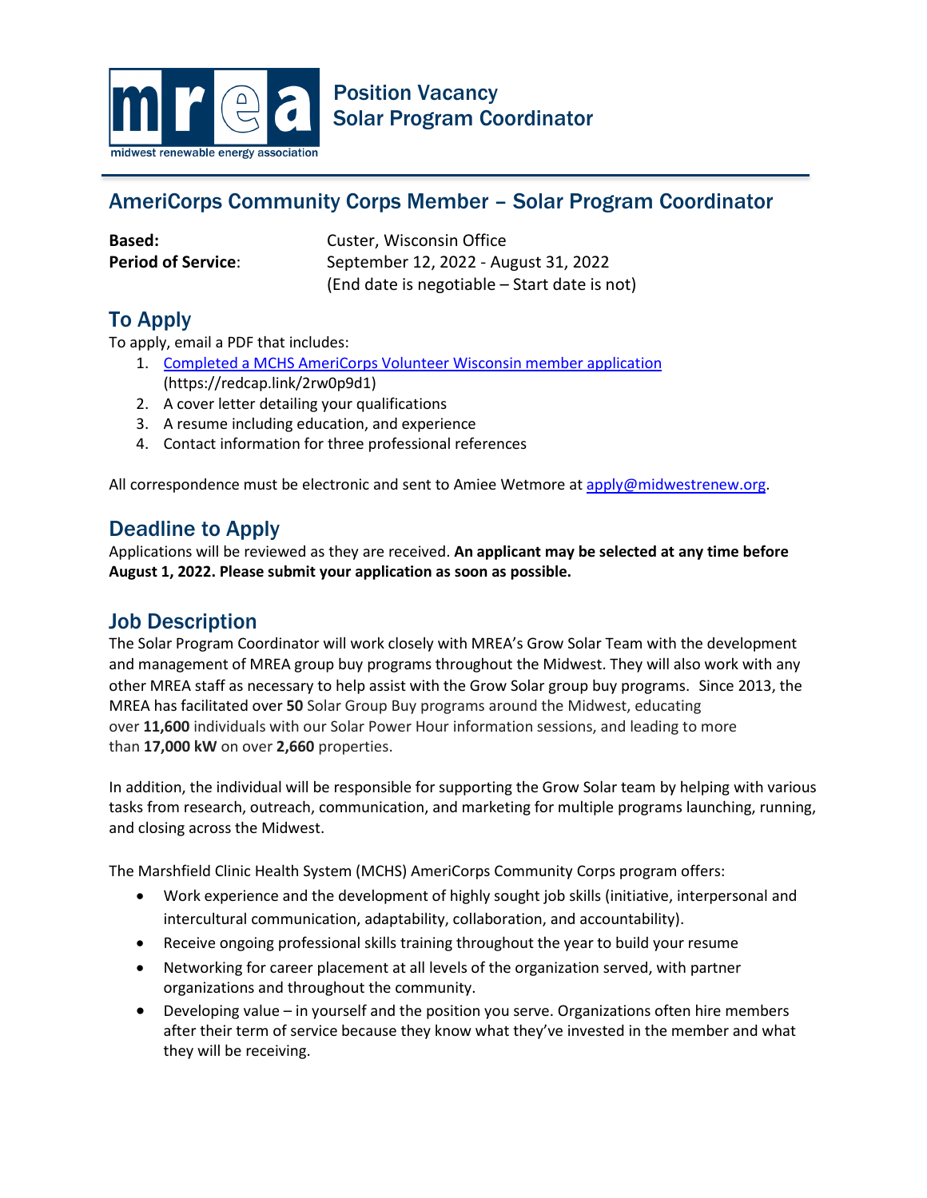midwest renewable energy association

# Position Vacancy
# Solar Program Coordinator

## AmeriCorps Community Corps Member – Solar Program Coordinator

**Based:** Custer, Wisconsin Office
**Period of Service:** September 12, 2022 - August 31, 2022
(End date is negotiable – Start date is not)

## To Apply

To apply, email a PDF that includes:

1. [Completed a MCHS AmeriCorps Volunteer Wisconsin member application](https://redcap.link/2rw0p9d1) (https://redcap.link/2rw0p9d1)
2. A cover letter detailing your qualifications
3. A resume including education, and experience
4. Contact information for three professional references

All correspondence must be electronic and sent to Amiee Wetmore at apply@midwestrenew.org.

## Deadline to Apply

Applications will be reviewed as they are received. **An applicant may be selected at any time before August 1, 2022. Please submit your application as soon as possible.**

## Job Description

The Solar Program Coordinator will work closely with MREA's Grow Solar Team with the development and management of MREA group buy programs throughout the Midwest. They will also work with any other MREA staff as necessary to help assist with the Grow Solar group buy programs. Since 2013, the MREA has facilitated over **50** Solar Group Buy programs around the Midwest, educating over **11,600** individuals with our Solar Power Hour information sessions, and leading to more than **17,000 kW** on over **2,660** properties.

In addition, the individual will be responsible for supporting the Grow Solar team by helping with various tasks from research, outreach, communication, and marketing for multiple programs launching, running, and closing across the Midwest.

The Marshfield Clinic Health System (MCHS) AmeriCorps Community Corps program offers:

- Work experience and the development of highly sought job skills (initiative, interpersonal and intercultural communication, adaptability, collaboration, and accountability).
- Receive ongoing professional skills training throughout the year to build your resume
- Networking for career placement at all levels of the organization served, with partner organizations and throughout the community.
- Developing value – in yourself and the position you serve. Organizations often hire members after their term of service because they know what they've invested in the member and what they will be receiving.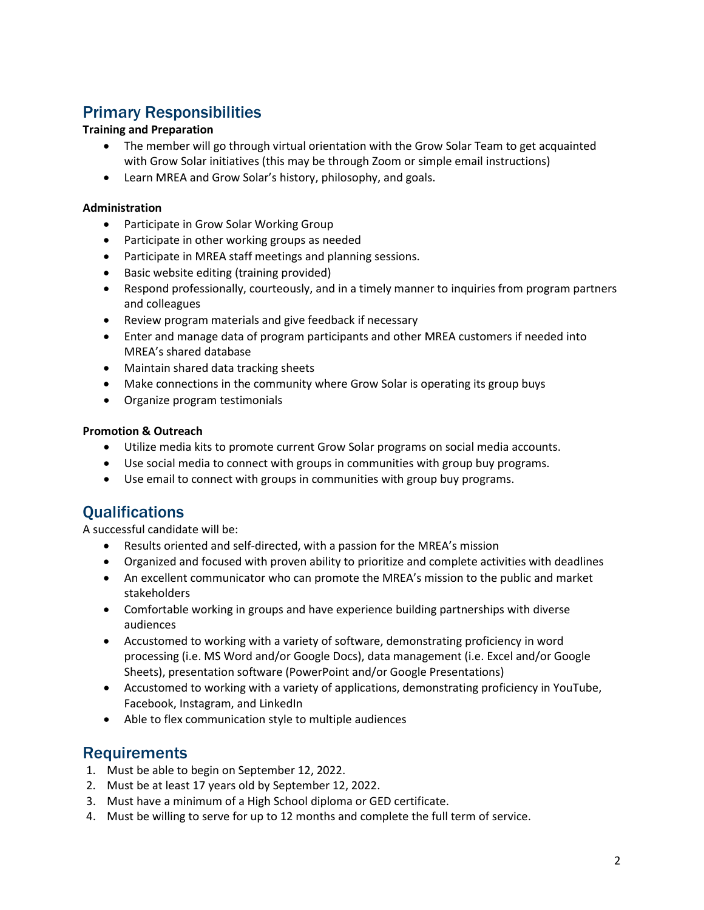## Primary Responsibilities

**Training and Preparation**

- The member will go through virtual orientation with the Grow Solar Team to get acquainted with Grow Solar initiatives (this may be through Zoom or simple email instructions)
- Learn MREA and Grow Solar's history, philosophy, and goals.

**Administration**

- Participate in Grow Solar Working Group
- Participate in other working groups as needed
- Participate in MREA staff meetings and planning sessions.
- Basic website editing (training provided)
- Respond professionally, courteously, and in a timely manner to inquiries from program partners and colleagues
- Review program materials and give feedback if necessary
- Enter and manage data of program participants and other MREA customers if needed into MREA's shared database
- Maintain shared data tracking sheets
- Make connections in the community where Grow Solar is operating its group buys
- Organize program testimonials

**Promotion & Outreach**

- Utilize media kits to promote current Grow Solar programs on social media accounts.
- Use social media to connect with groups in communities with group buy programs.
- Use email to connect with groups in communities with group buy programs.

## Qualifications

A successful candidate will be:

- Results oriented and self-directed, with a passion for the MREA's mission
- Organized and focused with proven ability to prioritize and complete activities with deadlines
- An excellent communicator who can promote the MREA's mission to the public and market stakeholders
- Comfortable working in groups and have experience building partnerships with diverse audiences
- Accustomed to working with a variety of software, demonstrating proficiency in word processing (i.e. MS Word and/or Google Docs), data management (i.e. Excel and/or Google Sheets), presentation software (PowerPoint and/or Google Presentations)
- Accustomed to working with a variety of applications, demonstrating proficiency in YouTube, Facebook, Instagram, and LinkedIn
- Able to flex communication style to multiple audiences

## Requirements

1. Must be able to begin on September 12, 2022.
2. Must be at least 17 years old by September 12, 2022.
3. Must have a minimum of a High School diploma or GED certificate.
4. Must be willing to serve for up to 12 months and complete the full term of service.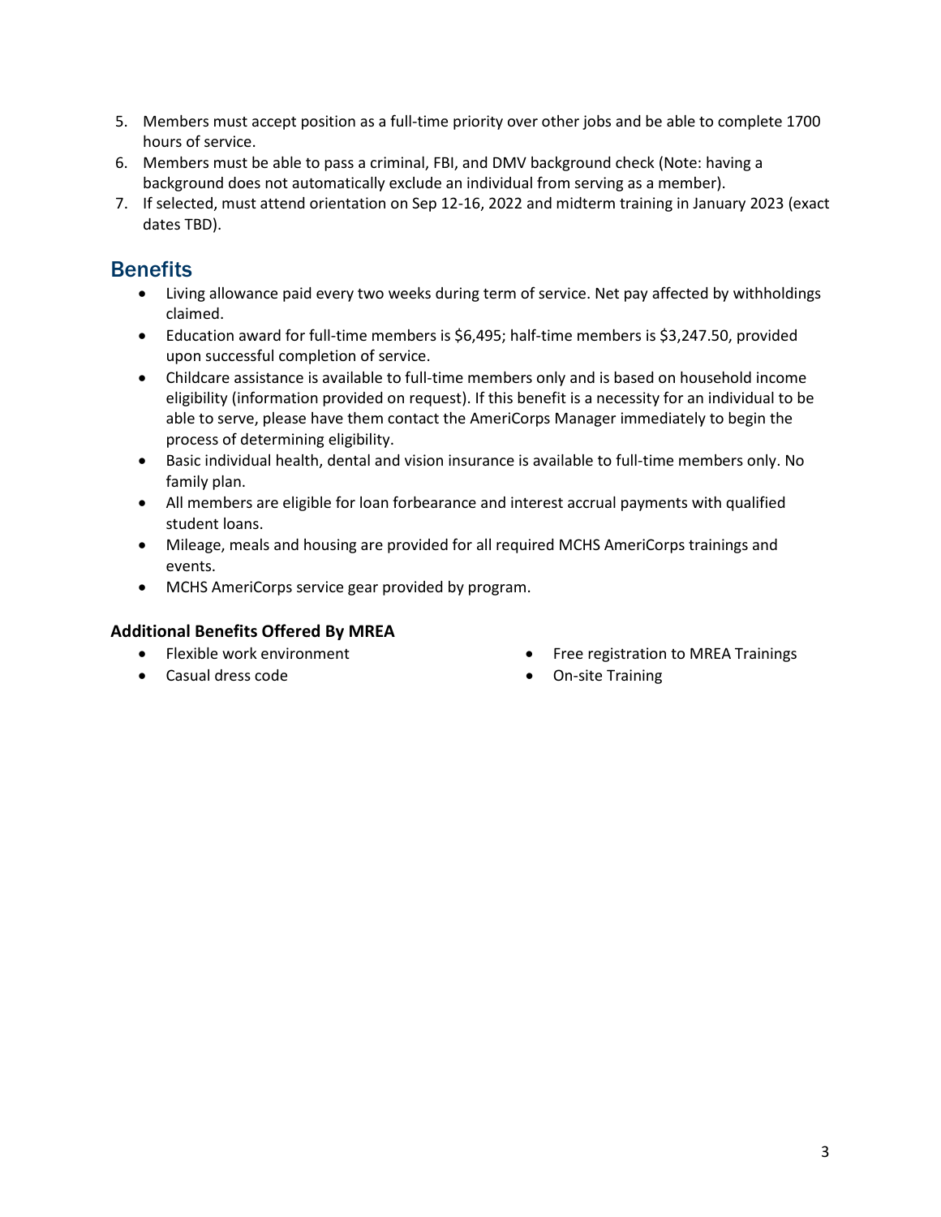5. Members must accept position as a full-time priority over other jobs and be able to complete 1700 hours of service.
6. Members must be able to pass a criminal, FBI, and DMV background check (Note: having a background does not automatically exclude an individual from serving as a member).
7. If selected, must attend orientation on Sep 12-16, 2022 and midterm training in January 2023 (exact dates TBD).

## Benefits

- Living allowance paid every two weeks during term of service. Net pay affected by withholdings claimed.
- Education award for full-time members is $6,495; half-time members is $3,247.50, provided upon successful completion of service.
- Childcare assistance is available to full-time members only and is based on household income eligibility (information provided on request). If this benefit is a necessity for an individual to be able to serve, please have them contact the AmeriCorps Manager immediately to begin the process of determining eligibility.
- Basic individual health, dental and vision insurance is available to full-time members only. No family plan.
- All members are eligible for loan forbearance and interest accrual payments with qualified student loans.
- Mileage, meals and housing are provided for all required MCHS AmeriCorps trainings and events.
- MCHS AmeriCorps service gear provided by program.

### Additional Benefits Offered By MREA

- Flexible work environment
- Casual dress code
- Free registration to MREA Trainings
- On-site Training